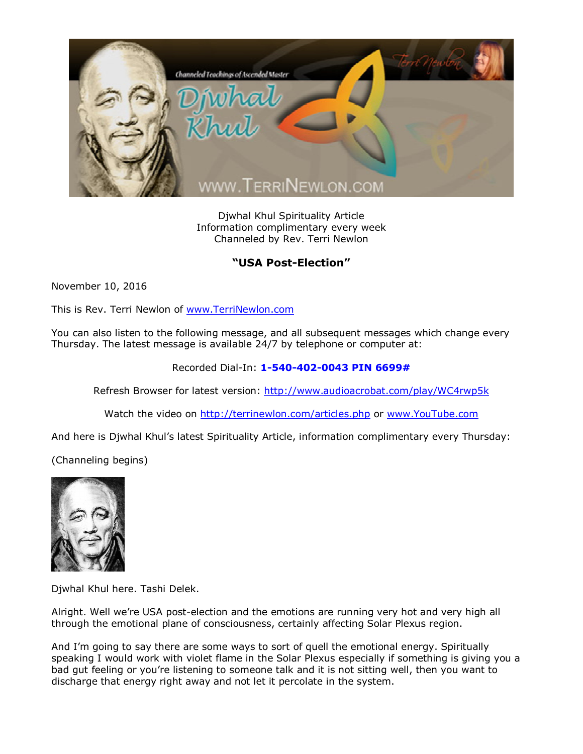Djwhal Khul Spirituality Article
Information complimentary every week
Channeled by Rev. Terri Newlon

## "USA Post-Election"

November 10, 2016

This is Rev. Terri Newlon of www.TerriNewlon.com

You can also listen to the following message, and all subsequent messages which change every Thursday. The latest message is available 24/7 by telephone or computer at:

Recorded Dial-In: **1-540-402-0043 PIN 6699#**

Refresh Browser for latest version: http://www.audioacrobat.com/play/WC4rwp5k

Watch the video on http://terrinewlon.com/articles.php or www.YouTube.com

And here is Djwhal Khul's latest Spirituality Article, information complimentary every Thursday:

(Channeling begins)

Djwhal Khul here. Tashi Delek.

Alright. Well we're USA post-election and the emotions are running very hot and very high all through the emotional plane of consciousness, certainly affecting Solar Plexus region.

And I'm going to say there are some ways to sort of quell the emotional energy. Spiritually speaking I would work with violet flame in the Solar Plexus especially if something is giving you a bad gut feeling or you're listening to someone talk and it is not sitting well, then you want to discharge that energy right away and not let it percolate in the system.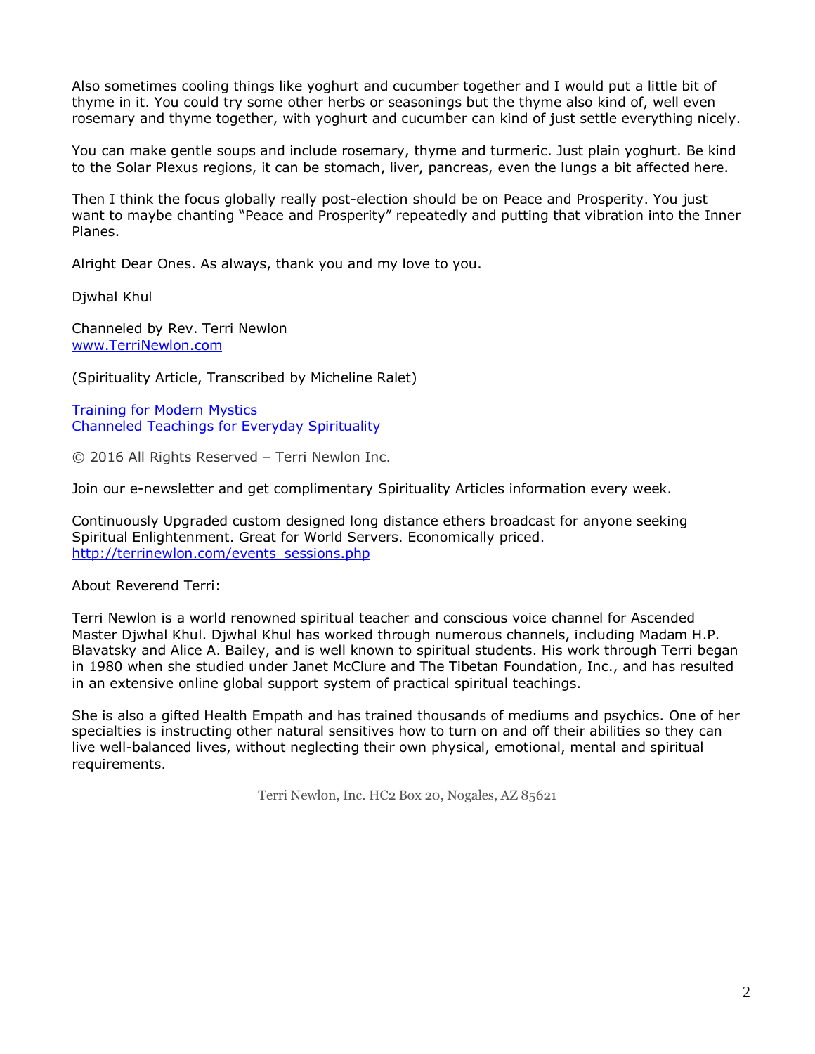Also sometimes cooling things like yoghurt and cucumber together and I would put a little bit of thyme in it. You could try some other herbs or seasonings but the thyme also kind of, well even rosemary and thyme together, with yoghurt and cucumber can kind of just settle everything nicely.

You can make gentle soups and include rosemary, thyme and turmeric. Just plain yoghurt. Be kind to the Solar Plexus regions, it can be stomach, liver, pancreas, even the lungs a bit affected here.

Then I think the focus globally really post-election should be on Peace and Prosperity. You just want to maybe chanting "Peace and Prosperity" repeatedly and putting that vibration into the Inner Planes.

Alright Dear Ones. As always, thank you and my love to you.

Djwhal Khul

Channeled by Rev. Terri Newlon
www.TerriNewlon.com

(Spirituality Article, Transcribed by Micheline Ralet)

Training for Modern Mystics
Channeled Teachings for Everyday Spirituality

© 2016 All Rights Reserved – Terri Newlon Inc.

Join our e-newsletter and get complimentary Spirituality Articles information every week.

Continuously Upgraded custom designed long distance ethers broadcast for anyone seeking Spiritual Enlightenment. Great for World Servers. Economically priced.
http://terrinewlon.com/events_sessions.php

About Reverend Terri:

Terri Newlon is a world renowned spiritual teacher and conscious voice channel for Ascended Master Djwhal Khul. Djwhal Khul has worked through numerous channels, including Madam H.P. Blavatsky and Alice A. Bailey, and is well known to spiritual students. His work through Terri began in 1980 when she studied under Janet McClure and The Tibetan Foundation, Inc., and has resulted in an extensive online global support system of practical spiritual teachings.

She is also a gifted Health Empath and has trained thousands of mediums and psychics. One of her specialties is instructing other natural sensitives how to turn on and off their abilities so they can live well-balanced lives, without neglecting their own physical, emotional, mental and spiritual requirements.

Terri Newlon, Inc. HC2 Box 20, Nogales, AZ 85621